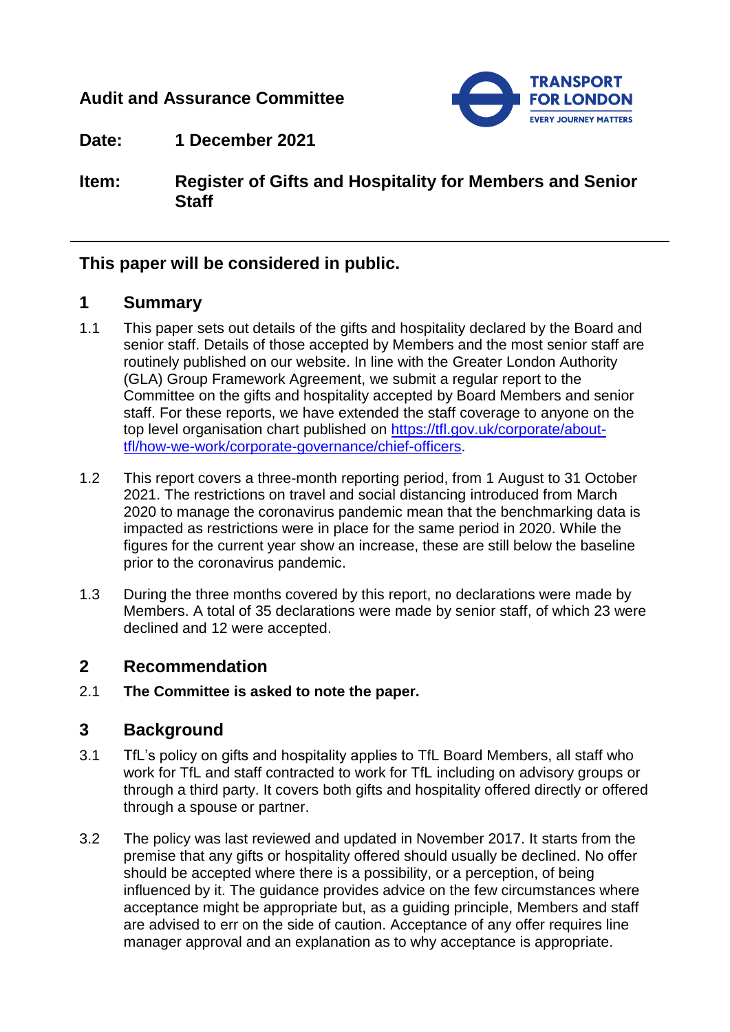**Audit and Assurance Committee**

**Date:** 1 December 2021

**Item:** Register of Gifts and Hospitality for Members and Senior Staff

---

**This paper will be considered in public.**

## 1 Summary

1.1 This paper sets out details of the gifts and hospitality declared by the Board and senior staff. Details of those accepted by Members and the most senior staff are routinely published on our website. In line with the Greater London Authority (GLA) Group Framework Agreement, we submit a regular report to the Committee on the gifts and hospitality accepted by Board Members and senior staff. For these reports, we have extended the staff coverage to anyone on the top level organisation chart published on https://tfl.gov.uk/corporate/about-tfl/how-we-work/corporate-governance/chief-officers.

1.2 This report covers a three-month reporting period, from 1 August to 31 October 2021. The restrictions on travel and social distancing introduced from March 2020 to manage the coronavirus pandemic mean that the benchmarking data is impacted as restrictions were in place for the same period in 2020. While the figures for the current year show an increase, these are still below the baseline prior to the coronavirus pandemic.

1.3 During the three months covered by this report, no declarations were made by Members. A total of 35 declarations were made by senior staff, of which 23 were declined and 12 were accepted.

## 2 Recommendation

2.1 **The Committee is asked to note the paper.**

## 3 Background

3.1 TfL's policy on gifts and hospitality applies to TfL Board Members, all staff who work for TfL and staff contracted to work for TfL including on advisory groups or through a third party. It covers both gifts and hospitality offered directly or offered through a spouse or partner.

3.2 The policy was last reviewed and updated in November 2017. It starts from the premise that any gifts or hospitality offered should usually be declined. No offer should be accepted where there is a possibility, or a perception, of being influenced by it. The guidance provides advice on the few circumstances where acceptance might be appropriate but, as a guiding principle, Members and staff are advised to err on the side of caution. Acceptance of any offer requires line manager approval and an explanation as to why acceptance is appropriate.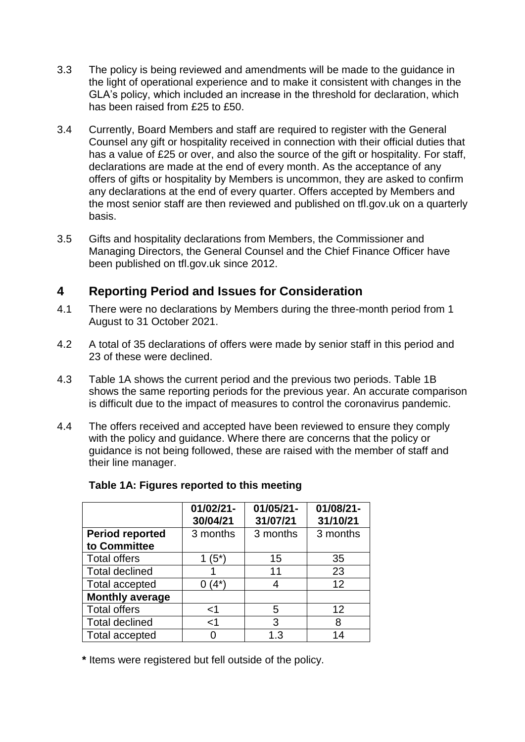3.3 The policy is being reviewed and amendments will be made to the guidance in the light of operational experience and to make it consistent with changes in the GLA's policy, which included an increase in the threshold for declaration, which has been raised from £25 to £50.

3.4 Currently, Board Members and staff are required to register with the General Counsel any gift or hospitality received in connection with their official duties that has a value of £25 or over, and also the source of the gift or hospitality. For staff, declarations are made at the end of every month. As the acceptance of any offers of gifts or hospitality by Members is uncommon, they are asked to confirm any declarations at the end of every quarter. Offers accepted by Members and the most senior staff are then reviewed and published on tfl.gov.uk on a quarterly basis.

3.5 Gifts and hospitality declarations from Members, the Commissioner and Managing Directors, the General Counsel and the Chief Finance Officer have been published on tfl.gov.uk since 2012.

## 4 Reporting Period and Issues for Consideration

4.1 There were no declarations by Members during the three-month period from 1 August to 31 October 2021.

4.2 A total of 35 declarations of offers were made by senior staff in this period and 23 of these were declined.

4.3 Table 1A shows the current period and the previous two periods. Table 1B shows the same reporting periods for the previous year. An accurate comparison is difficult due to the impact of measures to control the coronavirus pandemic.

4.4 The offers received and accepted have been reviewed to ensure they comply with the policy and guidance. Where there are concerns that the policy or guidance is not being followed, these are raised with the member of staff and their line manager.

**Table 1A: Figures reported to this meeting**

| | 01/02/21-30/04/21 | 01/05/21-31/07/21 | 01/08/21-31/10/21 |
|---|---|---|---|
| **Period reported to Committee** | 3 months | 3 months | 3 months |
| Total offers | 1 (5*) | 15 | 35 |
| Total declined | 1 | 11 | 23 |
| Total accepted | 0 (4*) | 4 | 12 |
| **Monthly average** | | | |
| Total offers | <1 | 5 | 12 |
| Total declined | <1 | 3 | 8 |
| Total accepted | 0 | 1.3 | 14 |

**\*** Items were registered but fell outside of the policy.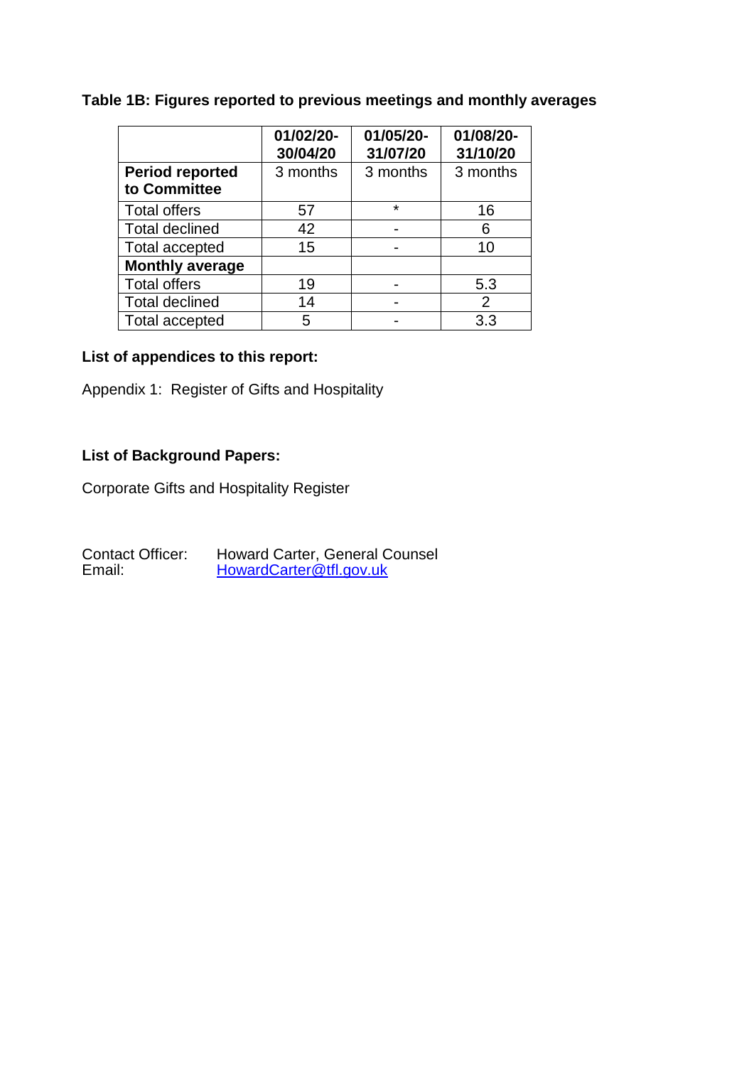**Table 1B: Figures reported to previous meetings and monthly averages**

| | 01/02/20-30/04/20 | 01/05/20-31/07/20 | 01/08/20-31/10/20 |
|---|---|---|---|
| **Period reported to Committee** | 3 months | 3 months | 3 months |
| Total offers | 57 | * | 16 |
| Total declined | 42 | - | 6 |
| Total accepted | 15 | - | 10 |
| **Monthly average** | | | |
| Total offers | 19 | - | 5.3 |
| Total declined | 14 | - | 2 |
| Total accepted | 5 | - | 3.3 |

**List of appendices to this report:**

Appendix 1: Register of Gifts and Hospitality

**List of Background Papers:**

Corporate Gifts and Hospitality Register

Contact Officer: Howard Carter, General Counsel
Email: HowardCarter@tfl.gov.uk